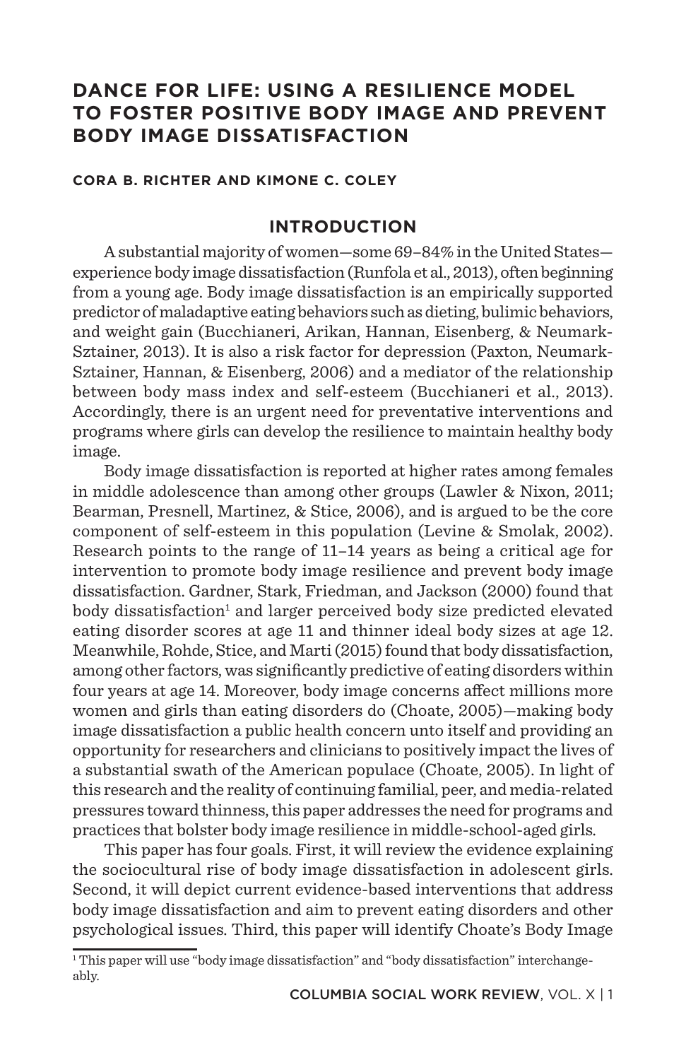# DANCE FOR LIFE: USING A RESILIENCE MODEL TO FOSTER POSITIVE BODY IMAGE AND PREVENT BODY IMAGE DISSATISFACTION

**CORA B. RICHTER AND KIMONE C. COLEY**

## INTRODUCTION

A substantial majority of women—some 69–84% in the United States—experience body image dissatisfaction (Runfola et al., 2013), often beginning from a young age. Body image dissatisfaction is an empirically supported predictor of maladaptive eating behaviors such as dieting, bulimic behaviors, and weight gain (Bucchianeri, Arikan, Hannan, Eisenberg, & Neumark-Sztainer, 2013). It is also a risk factor for depression (Paxton, Neumark-Sztainer, Hannan, & Eisenberg, 2006) and a mediator of the relationship between body mass index and self-esteem (Bucchianeri et al., 2013). Accordingly, there is an urgent need for preventative interventions and programs where girls can develop the resilience to maintain healthy body image.

Body image dissatisfaction is reported at higher rates among females in middle adolescence than among other groups (Lawler & Nixon, 2011; Bearman, Presnell, Martinez, & Stice, 2006), and is argued to be the core component of self-esteem in this population (Levine & Smolak, 2002). Research points to the range of 11–14 years as being a critical age for intervention to promote body image resilience and prevent body image dissatisfaction. Gardner, Stark, Friedman, and Jackson (2000) found that body dissatisfaction[1] and larger perceived body size predicted elevated eating disorder scores at age 11 and thinner ideal body sizes at age 12. Meanwhile, Rohde, Stice, and Marti (2015) found that body dissatisfaction, among other factors, was significantly predictive of eating disorders within four years at age 14. Moreover, body image concerns affect millions more women and girls than eating disorders do (Choate, 2005)—making body image dissatisfaction a public health concern unto itself and providing an opportunity for researchers and clinicians to positively impact the lives of a substantial swath of the American populace (Choate, 2005). In light of this research and the reality of continuing familial, peer, and media-related pressures toward thinness, this paper addresses the need for programs and practices that bolster body image resilience in middle-school-aged girls.

This paper has four goals. First, it will review the evidence explaining the sociocultural rise of body image dissatisfaction in adolescent girls. Second, it will depict current evidence-based interventions that address body image dissatisfaction and aim to prevent eating disorders and other psychological issues. Third, this paper will identify Choate's Body Image

[1] This paper will use "body image dissatisfaction" and "body dissatisfaction" interchangeably.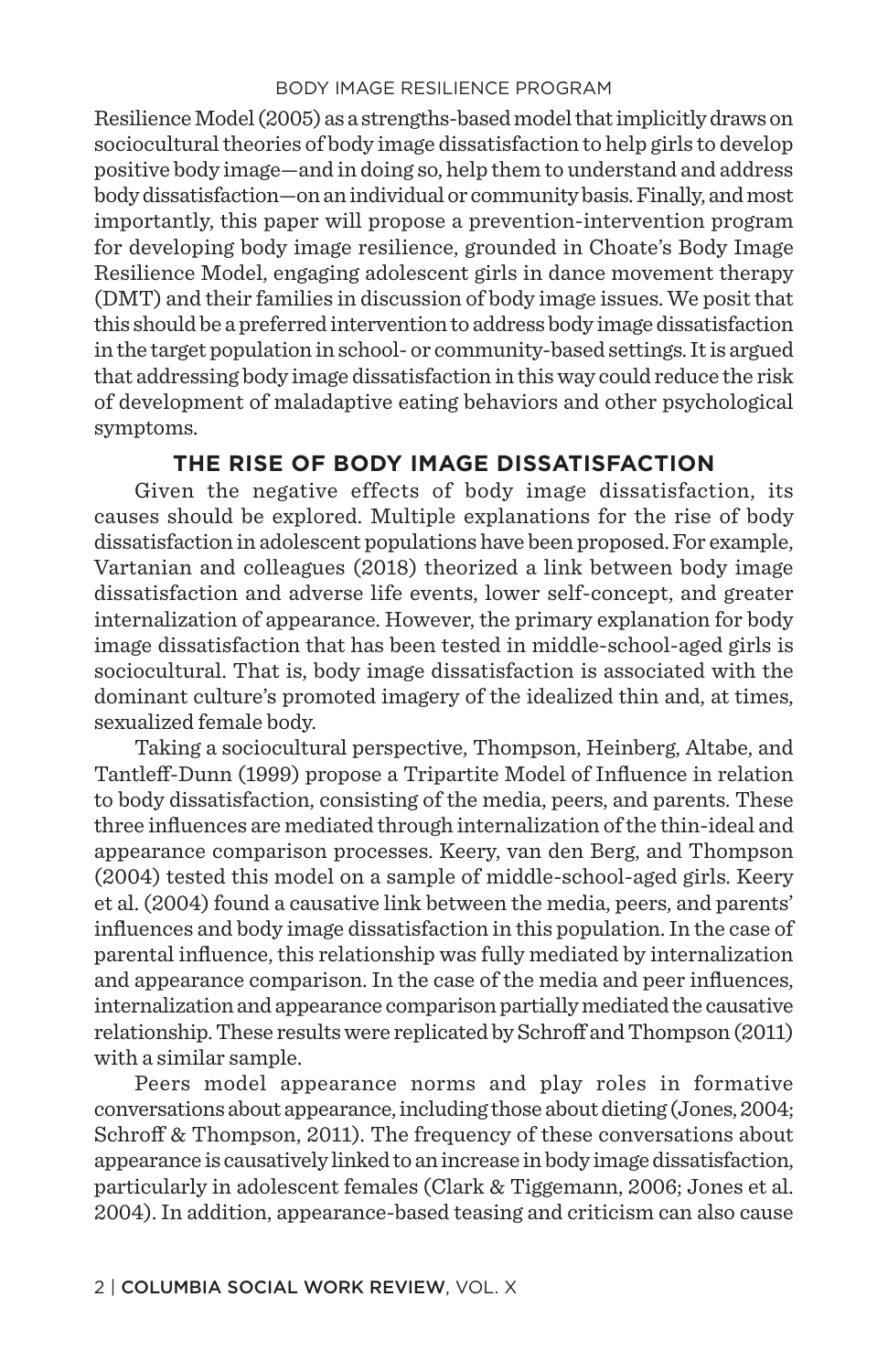Resilience Model (2005) as a strengths-based model that implicitly draws on sociocultural theories of body image dissatisfaction to help girls to develop positive body image—and in doing so, help them to understand and address body dissatisfaction—on an individual or community basis. Finally, and most importantly, this paper will propose a prevention-intervention program for developing body image resilience, grounded in Choate's Body Image Resilience Model, engaging adolescent girls in dance movement therapy (DMT) and their families in discussion of body image issues. We posit that this should be a preferred intervention to address body image dissatisfaction in the target population in school- or community-based settings. It is argued that addressing body image dissatisfaction in this way could reduce the risk of development of maladaptive eating behaviors and other psychological symptoms.

## THE RISE OF BODY IMAGE DISSATISFACTION

Given the negative effects of body image dissatisfaction, its causes should be explored. Multiple explanations for the rise of body dissatisfaction in adolescent populations have been proposed. For example, Vartanian and colleagues (2018) theorized a link between body image dissatisfaction and adverse life events, lower self-concept, and greater internalization of appearance. However, the primary explanation for body image dissatisfaction that has been tested in middle-school-aged girls is sociocultural. That is, body image dissatisfaction is associated with the dominant culture's promoted imagery of the idealized thin and, at times, sexualized female body.

Taking a sociocultural perspective, Thompson, Heinberg, Altabe, and Tantleff-Dunn (1999) propose a Tripartite Model of Influence in relation to body dissatisfaction, consisting of the media, peers, and parents. These three influences are mediated through internalization of the thin-ideal and appearance comparison processes. Keery, van den Berg, and Thompson (2004) tested this model on a sample of middle-school-aged girls. Keery et al. (2004) found a causative link between the media, peers, and parents' influences and body image dissatisfaction in this population. In the case of parental influence, this relationship was fully mediated by internalization and appearance comparison. In the case of the media and peer influences, internalization and appearance comparison partially mediated the causative relationship. These results were replicated by Schroff and Thompson (2011) with a similar sample.

Peers model appearance norms and play roles in formative conversations about appearance, including those about dieting (Jones, 2004; Schroff & Thompson, 2011). The frequency of these conversations about appearance is causatively linked to an increase in body image dissatisfaction, particularly in adolescent females (Clark & Tiggemann, 2006; Jones et al. 2004). In addition, appearance-based teasing and criticism can also cause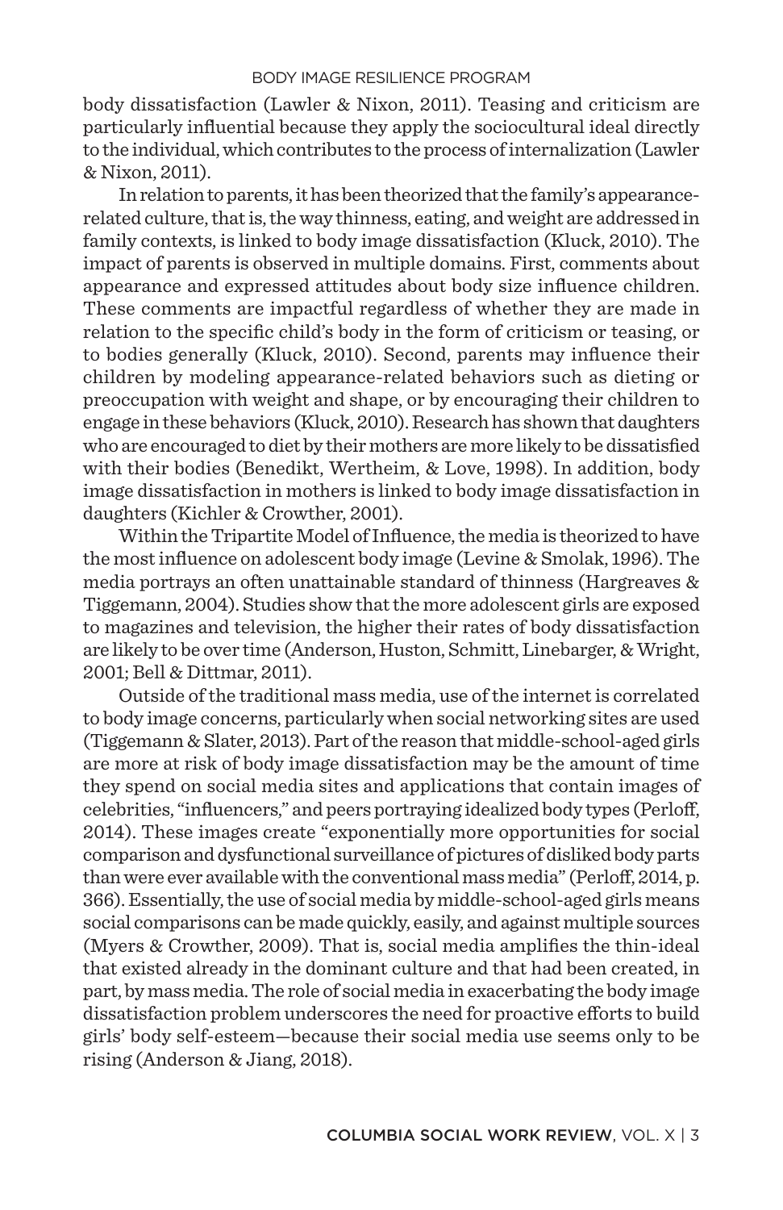body dissatisfaction (Lawler & Nixon, 2011). Teasing and criticism are particularly influential because they apply the sociocultural ideal directly to the individual, which contributes to the process of internalization (Lawler & Nixon, 2011).

In relation to parents, it has been theorized that the family's appearance-related culture, that is, the way thinness, eating, and weight are addressed in family contexts, is linked to body image dissatisfaction (Kluck, 2010). The impact of parents is observed in multiple domains. First, comments about appearance and expressed attitudes about body size influence children. These comments are impactful regardless of whether they are made in relation to the specific child's body in the form of criticism or teasing, or to bodies generally (Kluck, 2010). Second, parents may influence their children by modeling appearance-related behaviors such as dieting or preoccupation with weight and shape, or by encouraging their children to engage in these behaviors (Kluck, 2010). Research has shown that daughters who are encouraged to diet by their mothers are more likely to be dissatisfied with their bodies (Benedikt, Wertheim, & Love, 1998). In addition, body image dissatisfaction in mothers is linked to body image dissatisfaction in daughters (Kichler & Crowther, 2001).

Within the Tripartite Model of Influence, the media is theorized to have the most influence on adolescent body image (Levine & Smolak, 1996). The media portrays an often unattainable standard of thinness (Hargreaves & Tiggemann, 2004). Studies show that the more adolescent girls are exposed to magazines and television, the higher their rates of body dissatisfaction are likely to be over time (Anderson, Huston, Schmitt, Linebarger, & Wright, 2001; Bell & Dittmar, 2011).

Outside of the traditional mass media, use of the internet is correlated to body image concerns, particularly when social networking sites are used (Tiggemann & Slater, 2013). Part of the reason that middle-school-aged girls are more at risk of body image dissatisfaction may be the amount of time they spend on social media sites and applications that contain images of celebrities, "influencers," and peers portraying idealized body types (Perloff, 2014). These images create "exponentially more opportunities for social comparison and dysfunctional surveillance of pictures of disliked body parts than were ever available with the conventional mass media" (Perloff, 2014, p. 366). Essentially, the use of social media by middle-school-aged girls means social comparisons can be made quickly, easily, and against multiple sources (Myers & Crowther, 2009). That is, social media amplifies the thin-ideal that existed already in the dominant culture and that had been created, in part, by mass media. The role of social media in exacerbating the body image dissatisfaction problem underscores the need for proactive efforts to build girls' body self-esteem—because their social media use seems only to be rising (Anderson & Jiang, 2018).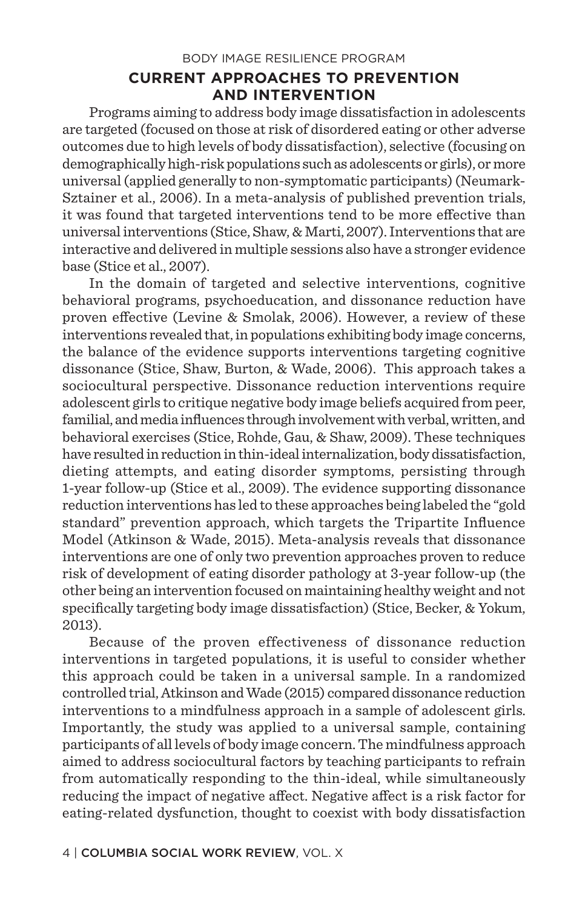## CURRENT APPROACHES TO PREVENTION AND INTERVENTION

Programs aiming to address body image dissatisfaction in adolescents are targeted (focused on those at risk of disordered eating or other adverse outcomes due to high levels of body dissatisfaction), selective (focusing on demographically high-risk populations such as adolescents or girls), or more universal (applied generally to non-symptomatic participants) (Neumark-Sztainer et al., 2006). In a meta-analysis of published prevention trials, it was found that targeted interventions tend to be more effective than universal interventions (Stice, Shaw, & Marti, 2007). Interventions that are interactive and delivered in multiple sessions also have a stronger evidence base (Stice et al., 2007).

In the domain of targeted and selective interventions, cognitive behavioral programs, psychoeducation, and dissonance reduction have proven effective (Levine & Smolak, 2006). However, a review of these interventions revealed that, in populations exhibiting body image concerns, the balance of the evidence supports interventions targeting cognitive dissonance (Stice, Shaw, Burton, & Wade, 2006). This approach takes a sociocultural perspective. Dissonance reduction interventions require adolescent girls to critique negative body image beliefs acquired from peer, familial, and media influences through involvement with verbal, written, and behavioral exercises (Stice, Rohde, Gau, & Shaw, 2009). These techniques have resulted in reduction in thin-ideal internalization, body dissatisfaction, dieting attempts, and eating disorder symptoms, persisting through 1-year follow-up (Stice et al., 2009). The evidence supporting dissonance reduction interventions has led to these approaches being labeled the "gold standard" prevention approach, which targets the Tripartite Influence Model (Atkinson & Wade, 2015). Meta-analysis reveals that dissonance interventions are one of only two prevention approaches proven to reduce risk of development of eating disorder pathology at 3-year follow-up (the other being an intervention focused on maintaining healthy weight and not specifically targeting body image dissatisfaction) (Stice, Becker, & Yokum, 2013).

Because of the proven effectiveness of dissonance reduction interventions in targeted populations, it is useful to consider whether this approach could be taken in a universal sample. In a randomized controlled trial, Atkinson and Wade (2015) compared dissonance reduction interventions to a mindfulness approach in a sample of adolescent girls. Importantly, the study was applied to a universal sample, containing participants of all levels of body image concern. The mindfulness approach aimed to address sociocultural factors by teaching participants to refrain from automatically responding to the thin-ideal, while simultaneously reducing the impact of negative affect. Negative affect is a risk factor for eating-related dysfunction, thought to coexist with body dissatisfaction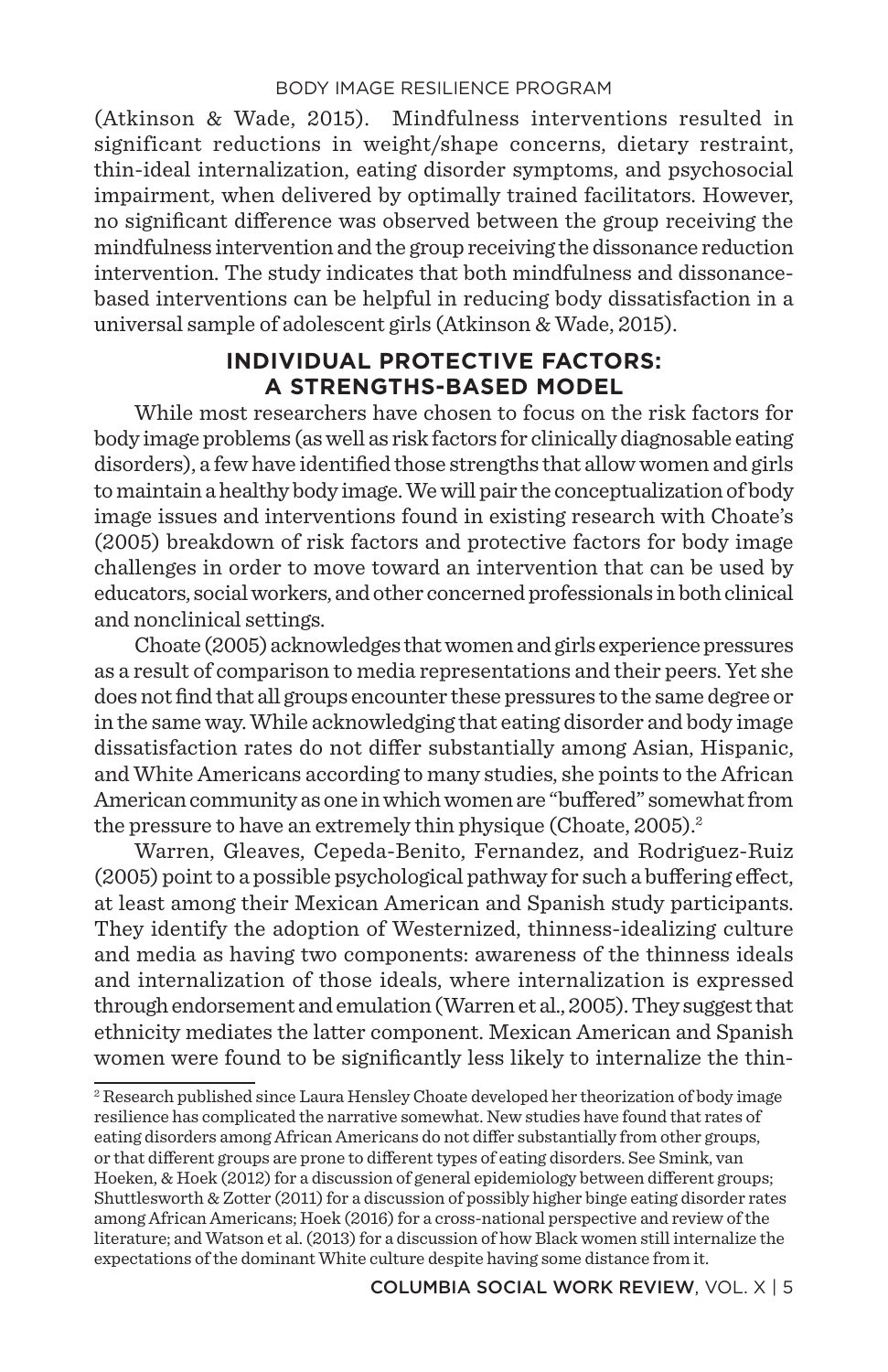(Atkinson & Wade, 2015). Mindfulness interventions resulted in significant reductions in weight/shape concerns, dietary restraint, thin-ideal internalization, eating disorder symptoms, and psychosocial impairment, when delivered by optimally trained facilitators. However, no significant difference was observed between the group receiving the mindfulness intervention and the group receiving the dissonance reduction intervention. The study indicates that both mindfulness and dissonance-based interventions can be helpful in reducing body dissatisfaction in a universal sample of adolescent girls (Atkinson & Wade, 2015).

## INDIVIDUAL PROTECTIVE FACTORS: A STRENGTHS-BASED MODEL

While most researchers have chosen to focus on the risk factors for body image problems (as well as risk factors for clinically diagnosable eating disorders), a few have identified those strengths that allow women and girls to maintain a healthy body image. We will pair the conceptualization of body image issues and interventions found in existing research with Choate's (2005) breakdown of risk factors and protective factors for body image challenges in order to move toward an intervention that can be used by educators, social workers, and other concerned professionals in both clinical and nonclinical settings.

Choate (2005) acknowledges that women and girls experience pressures as a result of comparison to media representations and their peers. Yet she does not find that all groups encounter these pressures to the same degree or in the same way. While acknowledging that eating disorder and body image dissatisfaction rates do not differ substantially among Asian, Hispanic, and White Americans according to many studies, she points to the African American community as one in which women are "buffered" somewhat from the pressure to have an extremely thin physique (Choate, 2005).[2]

Warren, Gleaves, Cepeda-Benito, Fernandez, and Rodriguez-Ruiz (2005) point to a possible psychological pathway for such a buffering effect, at least among their Mexican American and Spanish study participants. They identify the adoption of Westernized, thinness-idealizing culture and media as having two components: awareness of the thinness ideals and internalization of those ideals, where internalization is expressed through endorsement and emulation (Warren et al., 2005). They suggest that ethnicity mediates the latter component. Mexican American and Spanish women were found to be significantly less likely to internalize the thin-

[2] Research published since Laura Hensley Choate developed her theorization of body image resilience has complicated the narrative somewhat. New studies have found that rates of eating disorders among African Americans do not differ substantially from other groups, or that different groups are prone to different types of eating disorders. See Smink, van Hoeken, & Hoek (2012) for a discussion of general epidemiology between different groups; Shuttlesworth & Zotter (2011) for a discussion of possibly higher binge eating disorder rates among African Americans; Hoek (2016) for a cross-national perspective and review of the literature; and Watson et al. (2013) for a discussion of how Black women still internalize the expectations of the dominant White culture despite having some distance from it.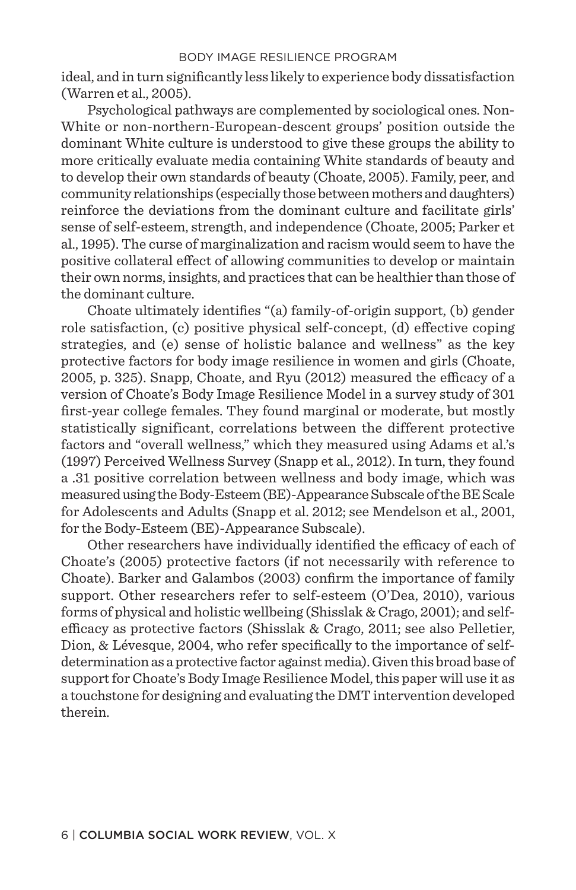ideal, and in turn significantly less likely to experience body dissatisfaction (Warren et al., 2005).

Psychological pathways are complemented by sociological ones. Non-White or non-northern-European-descent groups' position outside the dominant White culture is understood to give these groups the ability to more critically evaluate media containing White standards of beauty and to develop their own standards of beauty (Choate, 2005). Family, peer, and community relationships (especially those between mothers and daughters) reinforce the deviations from the dominant culture and facilitate girls' sense of self-esteem, strength, and independence (Choate, 2005; Parker et al., 1995). The curse of marginalization and racism would seem to have the positive collateral effect of allowing communities to develop or maintain their own norms, insights, and practices that can be healthier than those of the dominant culture.

Choate ultimately identifies "(a) family-of-origin support, (b) gender role satisfaction, (c) positive physical self-concept, (d) effective coping strategies, and (e) sense of holistic balance and wellness" as the key protective factors for body image resilience in women and girls (Choate, 2005, p. 325). Snapp, Choate, and Ryu (2012) measured the efficacy of a version of Choate's Body Image Resilience Model in a survey study of 301 first-year college females. They found marginal or moderate, but mostly statistically significant, correlations between the different protective factors and "overall wellness," which they measured using Adams et al.'s (1997) Perceived Wellness Survey (Snapp et al., 2012). In turn, they found a .31 positive correlation between wellness and body image, which was measured using the Body-Esteem (BE)-Appearance Subscale of the BE Scale for Adolescents and Adults (Snapp et al. 2012; see Mendelson et al., 2001, for the Body-Esteem (BE)-Appearance Subscale).

Other researchers have individually identified the efficacy of each of Choate's (2005) protective factors (if not necessarily with reference to Choate). Barker and Galambos (2003) confirm the importance of family support. Other researchers refer to self-esteem (O'Dea, 2010), various forms of physical and holistic wellbeing (Shisslak & Crago, 2001); and self-efficacy as protective factors (Shisslak & Crago, 2011; see also Pelletier, Dion, & Lévesque, 2004, who refer specifically to the importance of self-determination as a protective factor against media). Given this broad base of support for Choate's Body Image Resilience Model, this paper will use it as a touchstone for designing and evaluating the DMT intervention developed therein.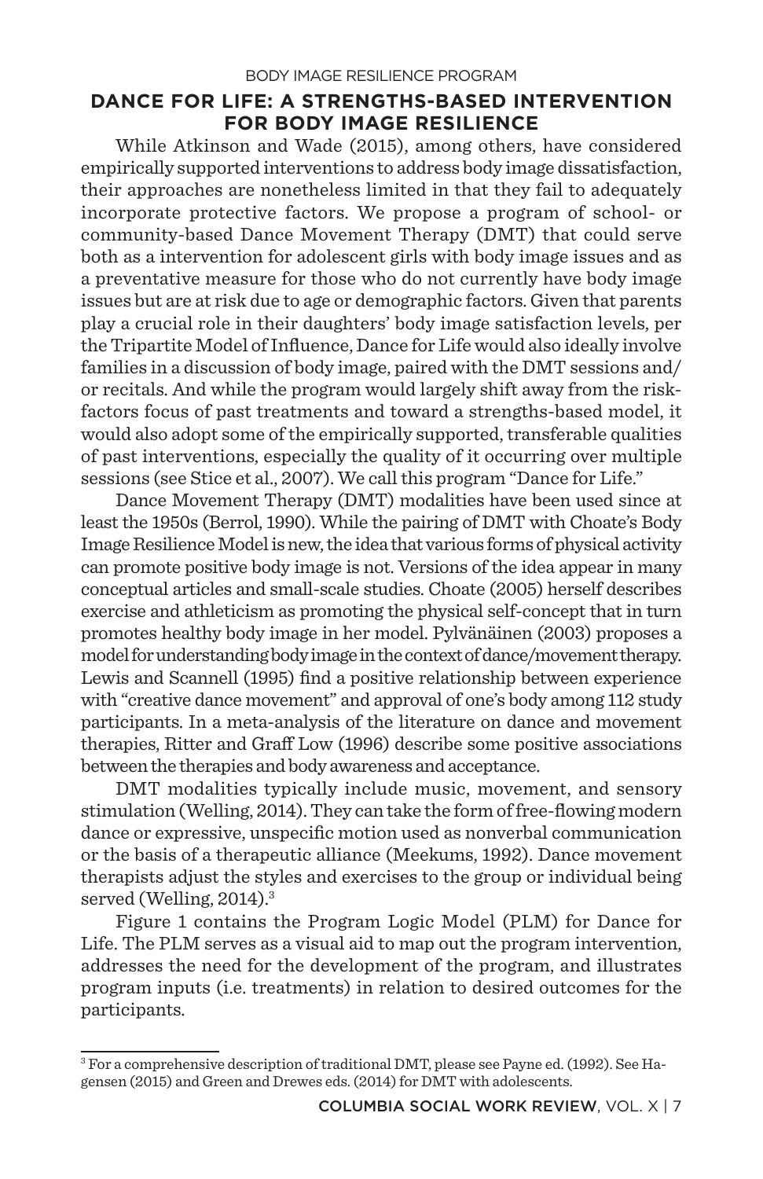## DANCE FOR LIFE: A STRENGTHS-BASED INTERVENTION FOR BODY IMAGE RESILIENCE

While Atkinson and Wade (2015), among others, have considered empirically supported interventions to address body image dissatisfaction, their approaches are nonetheless limited in that they fail to adequately incorporate protective factors. We propose a program of school- or community-based Dance Movement Therapy (DMT) that could serve both as a intervention for adolescent girls with body image issues and as a preventative measure for those who do not currently have body image issues but are at risk due to age or demographic factors. Given that parents play a crucial role in their daughters' body image satisfaction levels, per the Tripartite Model of Influence, Dance for Life would also ideally involve families in a discussion of body image, paired with the DMT sessions and/or recitals. And while the program would largely shift away from the risk-factors focus of past treatments and toward a strengths-based model, it would also adopt some of the empirically supported, transferable qualities of past interventions, especially the quality of it occurring over multiple sessions (see Stice et al., 2007). We call this program "Dance for Life."

Dance Movement Therapy (DMT) modalities have been used since at least the 1950s (Berrol, 1990). While the pairing of DMT with Choate's Body Image Resilience Model is new, the idea that various forms of physical activity can promote positive body image is not. Versions of the idea appear in many conceptual articles and small-scale studies. Choate (2005) herself describes exercise and athleticism as promoting the physical self-concept that in turn promotes healthy body image in her model. Pylvänäinen (2003) proposes a model for understanding body image in the context of dance/movement therapy. Lewis and Scannell (1995) find a positive relationship between experience with "creative dance movement" and approval of one's body among 112 study participants. In a meta-analysis of the literature on dance and movement therapies, Ritter and Graff Low (1996) describe some positive associations between the therapies and body awareness and acceptance.

DMT modalities typically include music, movement, and sensory stimulation (Welling, 2014). They can take the form of free-flowing modern dance or expressive, unspecific motion used as nonverbal communication or the basis of a therapeutic alliance (Meekums, 1992). Dance movement therapists adjust the styles and exercises to the group or individual being served (Welling, 2014).[3]

Figure 1 contains the Program Logic Model (PLM) for Dance for Life. The PLM serves as a visual aid to map out the program intervention, addresses the need for the development of the program, and illustrates program inputs (i.e. treatments) in relation to desired outcomes for the participants.

---

[3] For a comprehensive description of traditional DMT, please see Payne ed. (1992). See Hagensen (2015) and Green and Drewes eds. (2014) for DMT with adolescents.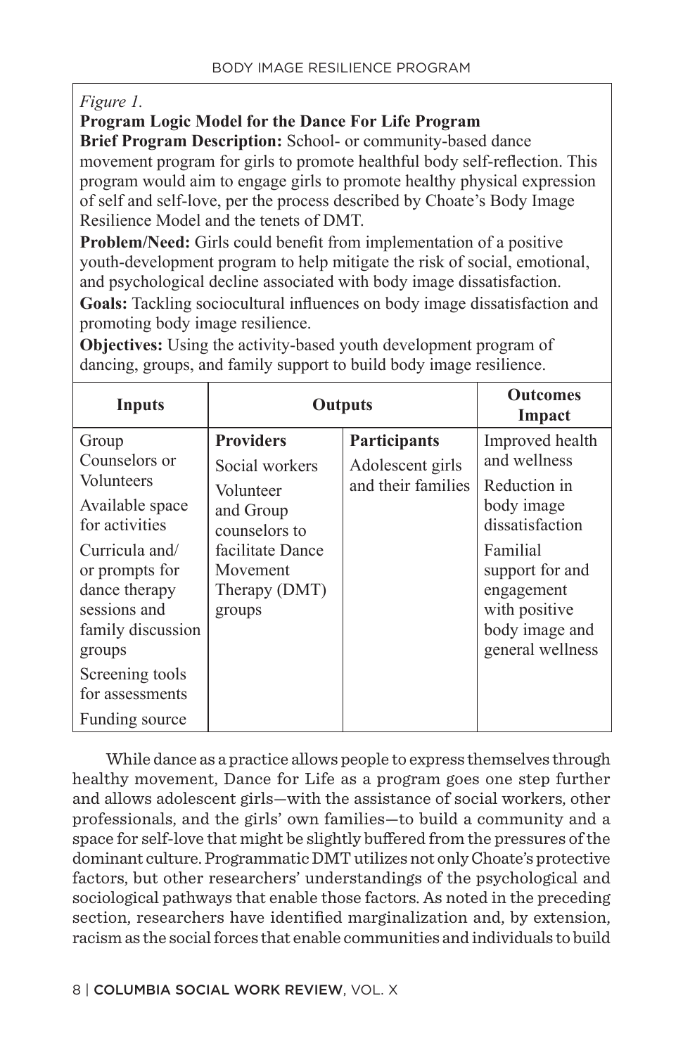*Figure 1.*

**Program Logic Model for the Dance For Life Program**

**Brief Program Description:** School- or community-based dance movement program for girls to promote healthful body self-reflection. This program would aim to engage girls to promote healthy physical expression of self and self-love, per the process described by Choate's Body Image Resilience Model and the tenets of DMT.

**Problem/Need:** Girls could benefit from implementation of a positive youth-development program to help mitigate the risk of social, emotional, and psychological decline associated with body image dissatisfaction.

**Goals:** Tackling sociocultural influences on body image dissatisfaction and promoting body image resilience.

**Objectives:** Using the activity-based youth development program of dancing, groups, and family support to build body image resilience.

| **Inputs** | **Outputs** | | **Outcomes Impact** |
|---|---|---|---|
| Group Counselors or Volunteers<br>Available space for activities<br>Curricula and/ or prompts for dance therapy sessions and family discussion groups<br>Screening tools for assessments<br>Funding source | **Providers**<br>Social workers<br>Volunteer and Group counselors to facilitate Dance Movement Therapy (DMT) groups | **Participants**<br>Adolescent girls and their families | Improved health and wellness<br>Reduction in body image dissatisfaction<br>Familial support for and engagement with positive body image and general wellness |

While dance as a practice allows people to express themselves through healthy movement, Dance for Life as a program goes one step further and allows adolescent girls—with the assistance of social workers, other professionals, and the girls' own families—to build a community and a space for self-love that might be slightly buffered from the pressures of the dominant culture. Programmatic DMT utilizes not only Choate's protective factors, but other researchers' understandings of the psychological and sociological pathways that enable those factors. As noted in the preceding section, researchers have identified marginalization and, by extension, racism as the social forces that enable communities and individuals to build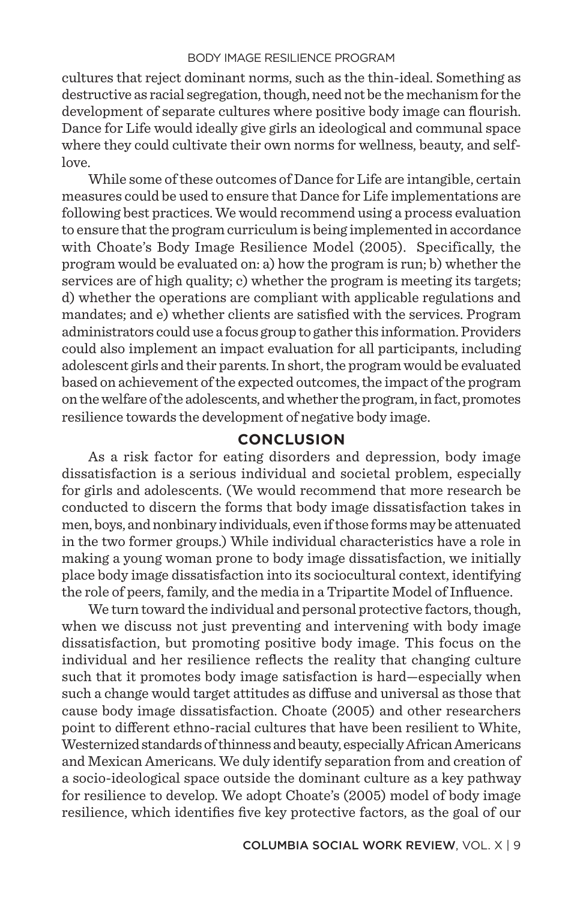cultures that reject dominant norms, such as the thin-ideal. Something as destructive as racial segregation, though, need not be the mechanism for the development of separate cultures where positive body image can flourish. Dance for Life would ideally give girls an ideological and communal space where they could cultivate their own norms for wellness, beauty, and self-love.

While some of these outcomes of Dance for Life are intangible, certain measures could be used to ensure that Dance for Life implementations are following best practices. We would recommend using a process evaluation to ensure that the program curriculum is being implemented in accordance with Choate's Body Image Resilience Model (2005). Specifically, the program would be evaluated on: a) how the program is run; b) whether the services are of high quality; c) whether the program is meeting its targets; d) whether the operations are compliant with applicable regulations and mandates; and e) whether clients are satisfied with the services. Program administrators could use a focus group to gather this information. Providers could also implement an impact evaluation for all participants, including adolescent girls and their parents. In short, the program would be evaluated based on achievement of the expected outcomes, the impact of the program on the welfare of the adolescents, and whether the program, in fact, promotes resilience towards the development of negative body image.

## CONCLUSION

As a risk factor for eating disorders and depression, body image dissatisfaction is a serious individual and societal problem, especially for girls and adolescents. (We would recommend that more research be conducted to discern the forms that body image dissatisfaction takes in men, boys, and nonbinary individuals, even if those forms may be attenuated in the two former groups.) While individual characteristics have a role in making a young woman prone to body image dissatisfaction, we initially place body image dissatisfaction into its sociocultural context, identifying the role of peers, family, and the media in a Tripartite Model of Influence.

We turn toward the individual and personal protective factors, though, when we discuss not just preventing and intervening with body image dissatisfaction, but promoting positive body image. This focus on the individual and her resilience reflects the reality that changing culture such that it promotes body image satisfaction is hard—especially when such a change would target attitudes as diffuse and universal as those that cause body image dissatisfaction. Choate (2005) and other researchers point to different ethno-racial cultures that have been resilient to White, Westernized standards of thinness and beauty, especially African Americans and Mexican Americans. We duly identify separation from and creation of a socio-ideological space outside the dominant culture as a key pathway for resilience to develop. We adopt Choate's (2005) model of body image resilience, which identifies five key protective factors, as the goal of our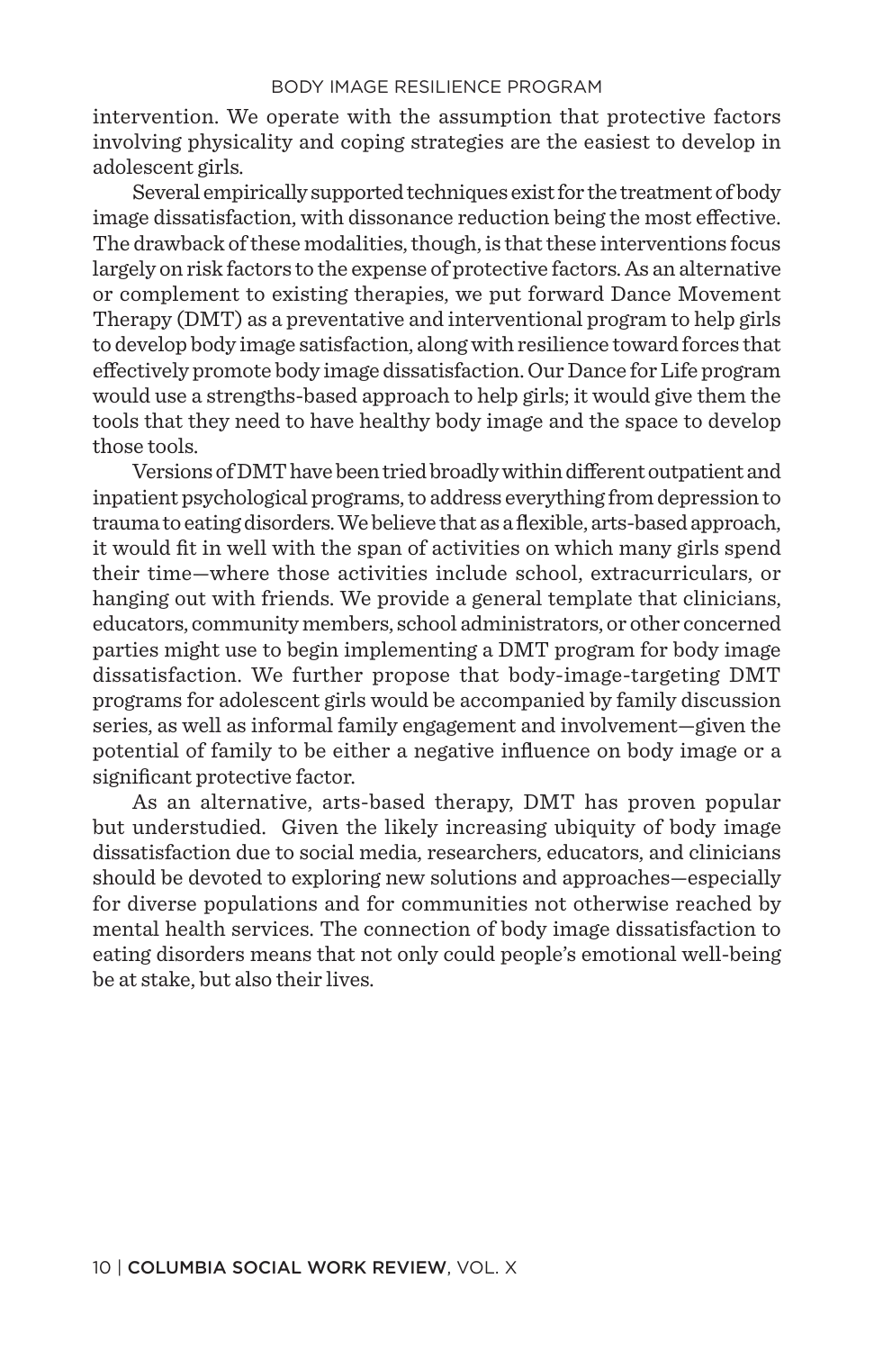intervention. We operate with the assumption that protective factors involving physicality and coping strategies are the easiest to develop in adolescent girls.

Several empirically supported techniques exist for the treatment of body image dissatisfaction, with dissonance reduction being the most effective. The drawback of these modalities, though, is that these interventions focus largely on risk factors to the expense of protective factors. As an alternative or complement to existing therapies, we put forward Dance Movement Therapy (DMT) as a preventative and interventional program to help girls to develop body image satisfaction, along with resilience toward forces that effectively promote body image dissatisfaction. Our Dance for Life program would use a strengths-based approach to help girls; it would give them the tools that they need to have healthy body image and the space to develop those tools.

Versions of DMT have been tried broadly within different outpatient and inpatient psychological programs, to address everything from depression to trauma to eating disorders. We believe that as a flexible, arts-based approach, it would fit in well with the span of activities on which many girls spend their time—where those activities include school, extracurriculars, or hanging out with friends. We provide a general template that clinicians, educators, community members, school administrators, or other concerned parties might use to begin implementing a DMT program for body image dissatisfaction. We further propose that body-image-targeting DMT programs for adolescent girls would be accompanied by family discussion series, as well as informal family engagement and involvement—given the potential of family to be either a negative influence on body image or a significant protective factor.

As an alternative, arts-based therapy, DMT has proven popular but understudied. Given the likely increasing ubiquity of body image dissatisfaction due to social media, researchers, educators, and clinicians should be devoted to exploring new solutions and approaches—especially for diverse populations and for communities not otherwise reached by mental health services. The connection of body image dissatisfaction to eating disorders means that not only could people's emotional well-being be at stake, but also their lives.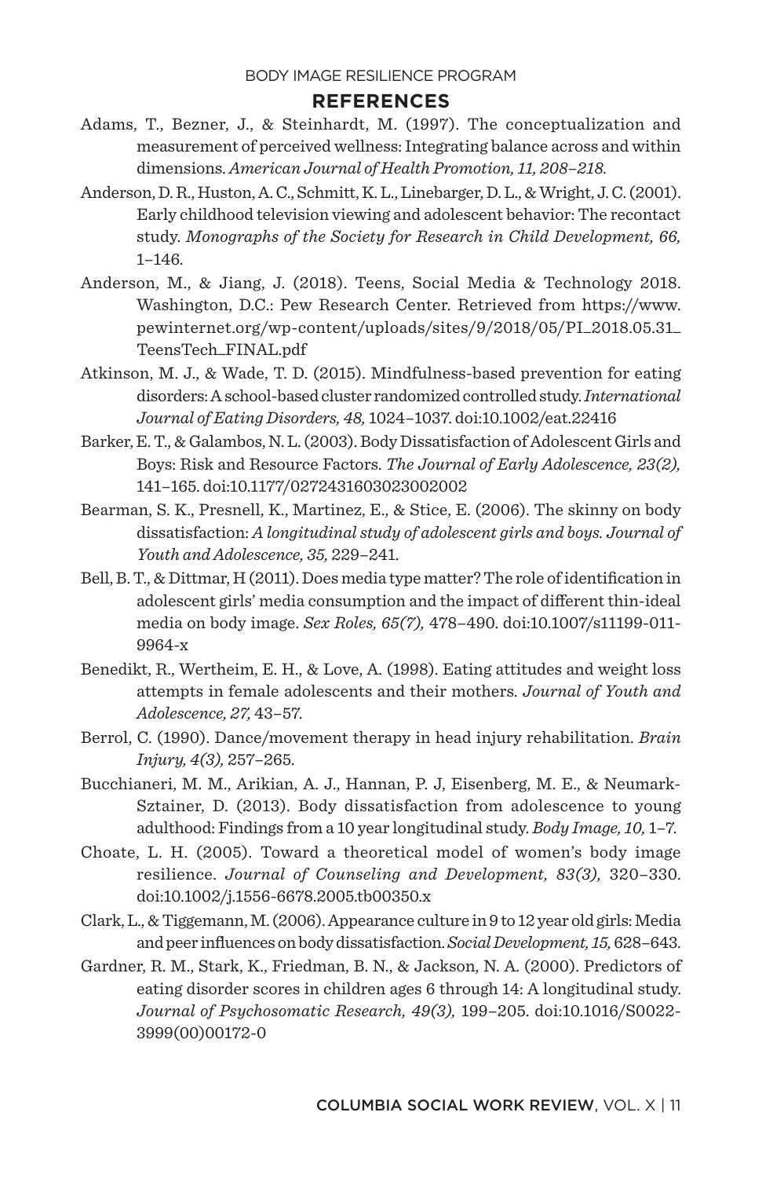## REFERENCES

Adams, T., Bezner, J., & Steinhardt, M. (1997). The conceptualization and measurement of perceived wellness: Integrating balance across and within dimensions. *American Journal of Health Promotion, 11, 208–218.*

Anderson, D. R., Huston, A. C., Schmitt, K. L., Linebarger, D. L., & Wright, J. C. (2001). Early childhood television viewing and adolescent behavior: The recontact study. *Monographs of the Society for Research in Child Development, 66,* 1–146.

Anderson, M., & Jiang, J. (2018). Teens, Social Media & Technology 2018. Washington, D.C.: Pew Research Center. Retrieved from https://www.pewinternet.org/wp-content/uploads/sites/9/2018/05/PI_2018.05.31_TeensTech_FINAL.pdf

Atkinson, M. J., & Wade, T. D. (2015). Mindfulness-based prevention for eating disorders: A school-based cluster randomized controlled study. *International Journal of Eating Disorders, 48,* 1024–1037. doi:10.1002/eat.22416

Barker, E. T., & Galambos, N. L. (2003). Body Dissatisfaction of Adolescent Girls and Boys: Risk and Resource Factors. *The Journal of Early Adolescence, 23(2),* 141–165. doi:10.1177/0272431603023002002

Bearman, S. K., Presnell, K., Martinez, E., & Stice, E. (2006). The skinny on body dissatisfaction: *A longitudinal study of adolescent girls and boys. Journal of Youth and Adolescence, 35,* 229–241.

Bell, B. T., & Dittmar, H (2011). Does media type matter? The role of identification in adolescent girls' media consumption and the impact of different thin-ideal media on body image. *Sex Roles, 65(7),* 478–490. doi:10.1007/s11199-011-9964-x

Benedikt, R., Wertheim, E. H., & Love, A. (1998). Eating attitudes and weight loss attempts in female adolescents and their mothers. *Journal of Youth and Adolescence, 27,* 43–57.

Berrol, C. (1990). Dance/movement therapy in head injury rehabilitation. *Brain Injury, 4(3),* 257–265.

Bucchianeri, M. M., Arikian, A. J., Hannan, P. J, Eisenberg, M. E., & Neumark-Sztainer, D. (2013). Body dissatisfaction from adolescence to young adulthood: Findings from a 10 year longitudinal study. *Body Image, 10,* 1–7.

Choate, L. H. (2005). Toward a theoretical model of women's body image resilience. *Journal of Counseling and Development, 83(3),* 320–330. doi:10.1002/j.1556-6678.2005.tb00350.x

Clark, L., & Tiggemann, M. (2006). Appearance culture in 9 to 12 year old girls: Media and peer influences on body dissatisfaction. *Social Development, 15,* 628–643.

Gardner, R. M., Stark, K., Friedman, B. N., & Jackson, N. A. (2000). Predictors of eating disorder scores in children ages 6 through 14: A longitudinal study. *Journal of Psychosomatic Research, 49(3),* 199–205. doi:10.1016/S0022-3999(00)00172-0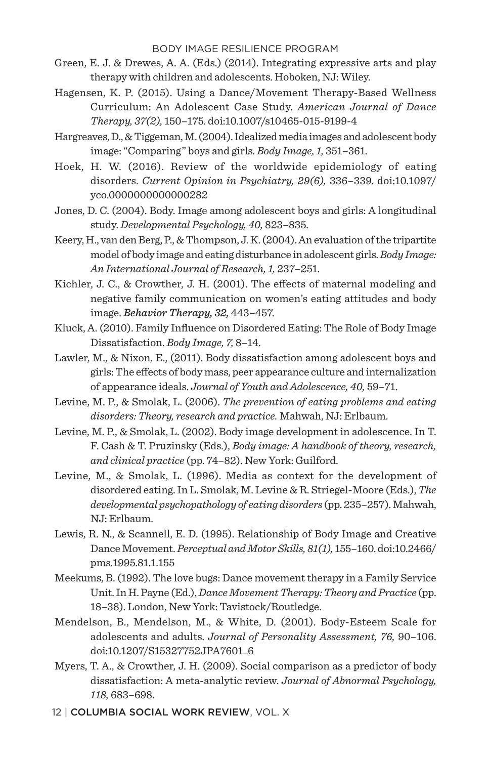Green, E. J. & Drewes, A. A. (Eds.) (2014). Integrating expressive arts and play therapy with children and adolescents. Hoboken, NJ: Wiley.

Hagensen, K. P. (2015). Using a Dance/Movement Therapy-Based Wellness Curriculum: An Adolescent Case Study. *American Journal of Dance Therapy, 37(2),* 150–175. doi:10.1007/s10465-015-9199-4

Hargreaves, D., & Tiggeman, M. (2004). Idealized media images and adolescent body image: "Comparing" boys and girls. *Body Image, 1,* 351–361.

Hoek, H. W. (2016). Review of the worldwide epidemiology of eating disorders. *Current Opinion in Psychiatry, 29(6),* 336–339. doi:10.1097/yco.0000000000000282

Jones, D. C. (2004). Body. Image among adolescent boys and girls: A longitudinal study. *Developmental Psychology, 40,* 823–835.

Keery, H., van den Berg, P., & Thompson, J. K. (2004). An evaluation of the tripartite model of body image and eating disturbance in adolescent girls. *Body Image: An International Journal of Research, 1,* 237–251.

Kichler, J. C., & Crowther, J. H. (2001). The effects of maternal modeling and negative family communication on women's eating attitudes and body image. ***Behavior Therapy, 32,*** 443–457.

Kluck, A. (2010). Family Influence on Disordered Eating: The Role of Body Image Dissatisfaction. *Body Image, 7,* 8–14.

Lawler, M., & Nixon, E., (2011). Body dissatisfaction among adolescent boys and girls: The effects of body mass, peer appearance culture and internalization of appearance ideals. *Journal of Youth and Adolescence, 40,* 59–71.

Levine, M. P., & Smolak, L. (2006). *The prevention of eating problems and eating disorders: Theory, research and practice.* Mahwah, NJ: Erlbaum.

Levine, M. P., & Smolak, L. (2002). Body image development in adolescence. In T. F. Cash & T. Pruzinsky (Eds.), *Body image: A handbook of theory, research, and clinical practice* (pp. 74–82). New York: Guilford.

Levine, M., & Smolak, L. (1996). Media as context for the development of disordered eating. In L. Smolak, M. Levine & R. Striegel-Moore (Eds.), *The developmental psychopathology of eating disorders* (pp. 235–257). Mahwah, NJ: Erlbaum.

Lewis, R. N., & Scannell, E. D. (1995). Relationship of Body Image and Creative Dance Movement. *Perceptual and Motor Skills, 81(1),* 155–160. doi:10.2466/pms.1995.81.1.155

Meekums, B. (1992). The love bugs: Dance movement therapy in a Family Service Unit. In H. Payne (Ed.), *Dance Movement Therapy: Theory and Practice* (pp. 18–38). London, New York: Tavistock/Routledge.

Mendelson, B., Mendelson, M., & White, D. (2001). Body-Esteem Scale for adolescents and adults. *Journal of Personality Assessment, 76,* 90–106. doi:10.1207/S15327752JPA7601_6

Myers, T. A., & Crowther, J. H. (2009). Social comparison as a predictor of body dissatisfaction: A meta-analytic review. *Journal of Abnormal Psychology, 118,* 683–698.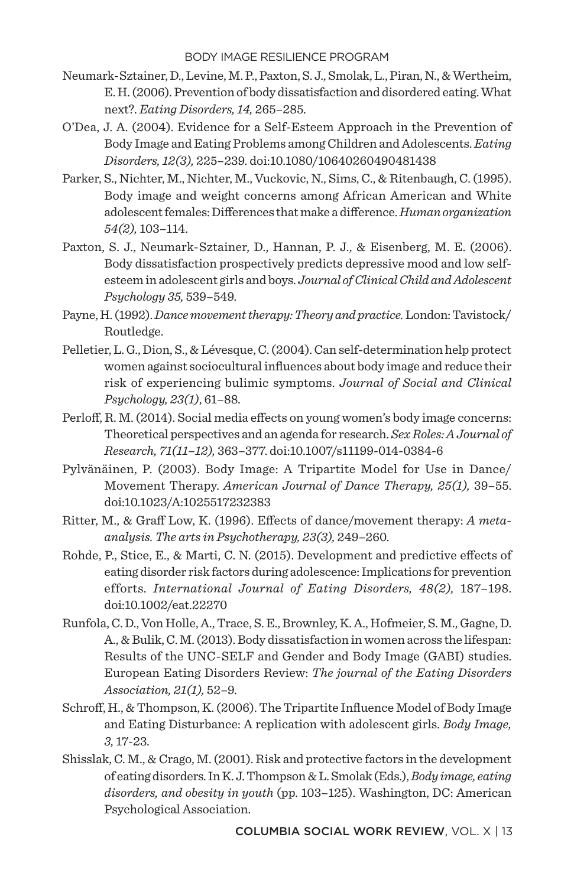Neumark-Sztainer, D., Levine, M. P., Paxton, S. J., Smolak, L., Piran, N., & Wertheim, E. H. (2006). Prevention of body dissatisfaction and disordered eating. What next?. *Eating Disorders, 14,* 265–285.

O'Dea, J. A. (2004). Evidence for a Self-Esteem Approach in the Prevention of Body Image and Eating Problems among Children and Adolescents. *Eating Disorders, 12(3),* 225–239. doi:10.1080/10640260490481438

Parker, S., Nichter, M., Nichter, M., Vuckovic, N., Sims, C., & Ritenbaugh, C. (1995). Body image and weight concerns among African American and White adolescent females: Differences that make a difference. *Human organization 54(2),* 103–114.

Paxton, S. J., Neumark-Sztainer, D., Hannan, P. J., & Eisenberg, M. E. (2006). Body dissatisfaction prospectively predicts depressive mood and low self-esteem in adolescent girls and boys. *Journal of Clinical Child and Adolescent Psychology 35,* 539–549.

Payne, H. (1992). *Dance movement therapy: Theory and practice.* London: Tavistock/Routledge.

Pelletier, L. G., Dion, S., & Lévesque, C. (2004). Can self-determination help protect women against sociocultural influences about body image and reduce their risk of experiencing bulimic symptoms. *Journal of Social and Clinical Psychology, 23(1)*, 61–88.

Perloff, R. M. (2014). Social media effects on young women's body image concerns: Theoretical perspectives and an agenda for research. *Sex Roles: A Journal of Research, 71(11–12),* 363–377. doi:10.1007/s11199-014-0384-6

Pylvänäinen, P. (2003). Body Image: A Tripartite Model for Use in Dance/Movement Therapy. *American Journal of Dance Therapy, 25(1),* 39–55. doi:10.1023/A:1025517232383

Ritter, M., & Graff Low, K. (1996). Effects of dance/movement therapy: *A meta-analysis. The arts in Psychotherapy, 23(3),* 249–260.

Rohde, P., Stice, E., & Marti, C. N. (2015). Development and predictive effects of eating disorder risk factors during adolescence: Implications for prevention efforts. *International Journal of Eating Disorders, 48(2),* 187–198. doi:10.1002/eat.22270

Runfola, C. D., Von Holle, A., Trace, S. E., Brownley, K. A., Hofmeier, S. M., Gagne, D. A., & Bulik, C. M. (2013). Body dissatisfaction in women across the lifespan: Results of the UNC-SELF and Gender and Body Image (GABI) studies. European Eating Disorders Review: *The journal of the Eating Disorders Association, 21(1),* 52–9.

Schroff, H., & Thompson, K. (2006). The Tripartite Influence Model of Body Image and Eating Disturbance: A replication with adolescent girls. *Body Image, 3,* 17-23.

Shisslak, C. M., & Crago, M. (2001). Risk and protective factors in the development of eating disorders. In K. J. Thompson & L. Smolak (Eds.), *Body image, eating disorders, and obesity in youth* (pp. 103–125). Washington, DC: American Psychological Association.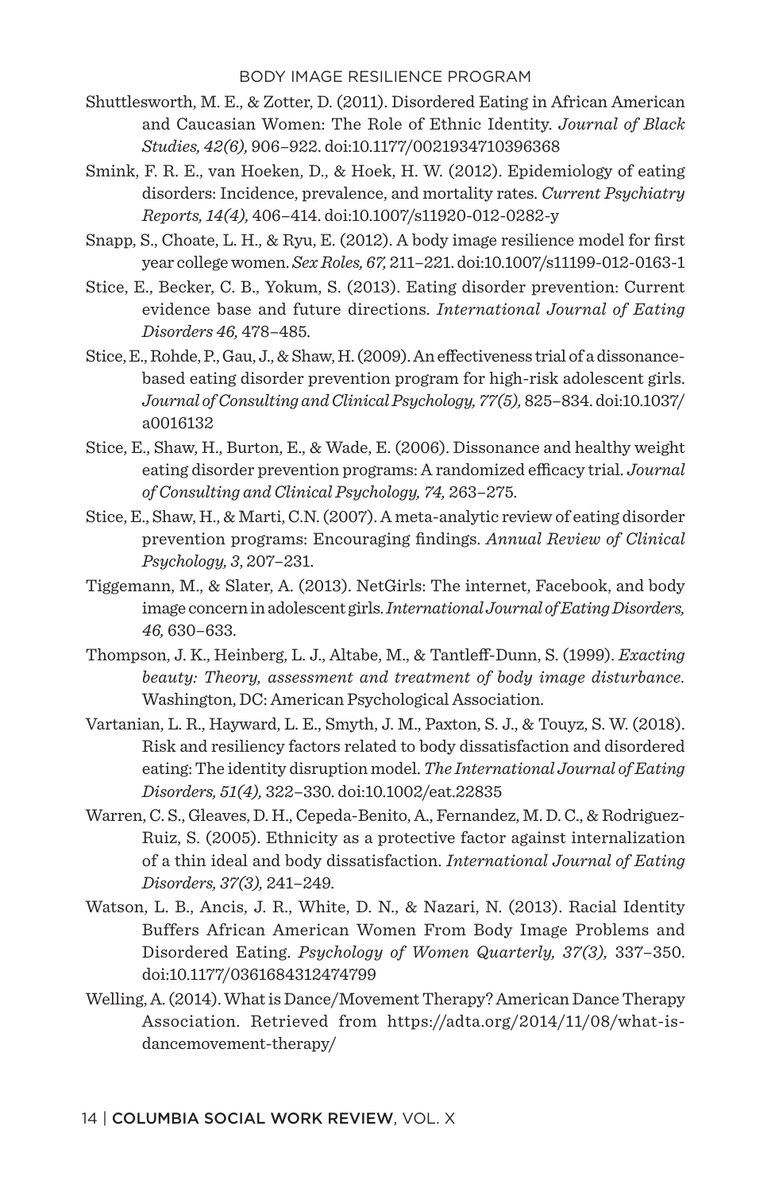Shuttlesworth, M. E., & Zotter, D. (2011). Disordered Eating in African American and Caucasian Women: The Role of Ethnic Identity. *Journal of Black Studies, 42(6),* 906–922. doi:10.1177/0021934710396368

Smink, F. R. E., van Hoeken, D., & Hoek, H. W. (2012). Epidemiology of eating disorders: Incidence, prevalence, and mortality rates. *Current Psychiatry Reports, 14(4),* 406–414. doi:10.1007/s11920-012-0282-y

Snapp, S., Choate, L. H., & Ryu, E. (2012). A body image resilience model for first year college women. *Sex Roles, 67,* 211–221. doi:10.1007/s11199-012-0163-1

Stice, E., Becker, C. B., Yokum, S. (2013). Eating disorder prevention: Current evidence base and future directions. *International Journal of Eating Disorders 46,* 478–485.

Stice, E., Rohde, P., Gau, J., & Shaw, H. (2009). An effectiveness trial of a dissonance-based eating disorder prevention program for high-risk adolescent girls. *Journal of Consulting and Clinical Psychology, 77(5),* 825–834. doi:10.1037/a0016132

Stice, E., Shaw, H., Burton, E., & Wade, E. (2006). Dissonance and healthy weight eating disorder prevention programs: A randomized efficacy trial. *Journal of Consulting and Clinical Psychology, 74,* 263–275.

Stice, E., Shaw, H., & Marti, C.N. (2007). A meta-analytic review of eating disorder prevention programs: Encouraging findings. *Annual Review of Clinical Psychology, 3,* 207–231.

Tiggemann, M., & Slater, A. (2013). NetGirls: The internet, Facebook, and body image concern in adolescent girls. *International Journal of Eating Disorders, 46,* 630–633.

Thompson, J. K., Heinberg, L. J., Altabe, M., & Tantleff-Dunn, S. (1999). *Exacting beauty: Theory, assessment and treatment of body image disturbance.* Washington, DC: American Psychological Association.

Vartanian, L. R., Hayward, L. E., Smyth, J. M., Paxton, S. J., & Touyz, S. W. (2018). Risk and resiliency factors related to body dissatisfaction and disordered eating: The identity disruption model. *The International Journal of Eating Disorders, 51(4),* 322–330. doi:10.1002/eat.22835

Warren, C. S., Gleaves, D. H., Cepeda-Benito, A., Fernandez, M. D. C., & Rodriguez-Ruiz, S. (2005). Ethnicity as a protective factor against internalization of a thin ideal and body dissatisfaction. *International Journal of Eating Disorders, 37(3),* 241–249.

Watson, L. B., Ancis, J. R., White, D. N., & Nazari, N. (2013). Racial Identity Buffers African American Women From Body Image Problems and Disordered Eating. *Psychology of Women Quarterly, 37(3),* 337–350. doi:10.1177/0361684312474799

Welling, A. (2014). What is Dance/Movement Therapy? American Dance Therapy Association. Retrieved from https://adta.org/2014/11/08/what-is-dancemovement-therapy/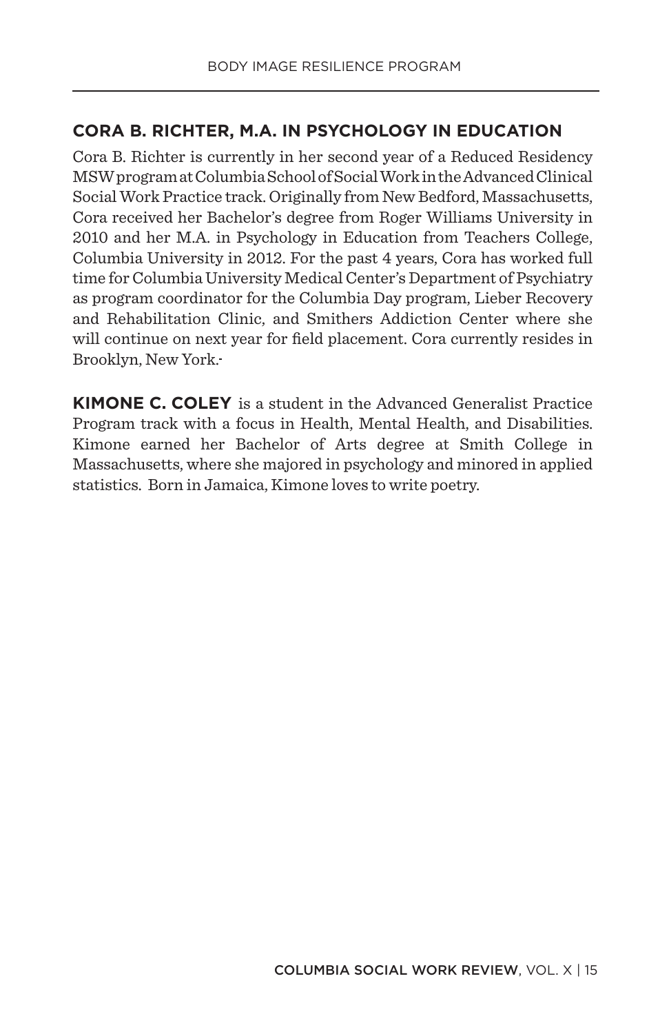### CORA B. RICHTER, M.A. IN PSYCHOLOGY IN EDUCATION

Cora B. Richter is currently in her second year of a Reduced Residency MSW program at Columbia School of Social Work in the Advanced Clinical Social Work Practice track. Originally from New Bedford, Massachusetts, Cora received her Bachelor's degree from Roger Williams University in 2010 and her M.A. in Psychology in Education from Teachers College, Columbia University in 2012. For the past 4 years, Cora has worked full time for Columbia University Medical Center's Department of Psychiatry as program coordinator for the Columbia Day program, Lieber Recovery and Rehabilitation Clinic, and Smithers Addiction Center where she will continue on next year for field placement. Cora currently resides in Brooklyn, New York.-

**KIMONE C. COLEY** is a student in the Advanced Generalist Practice Program track with a focus in Health, Mental Health, and Disabilities. Kimone earned her Bachelor of Arts degree at Smith College in Massachusetts, where she majored in psychology and minored in applied statistics. Born in Jamaica, Kimone loves to write poetry.